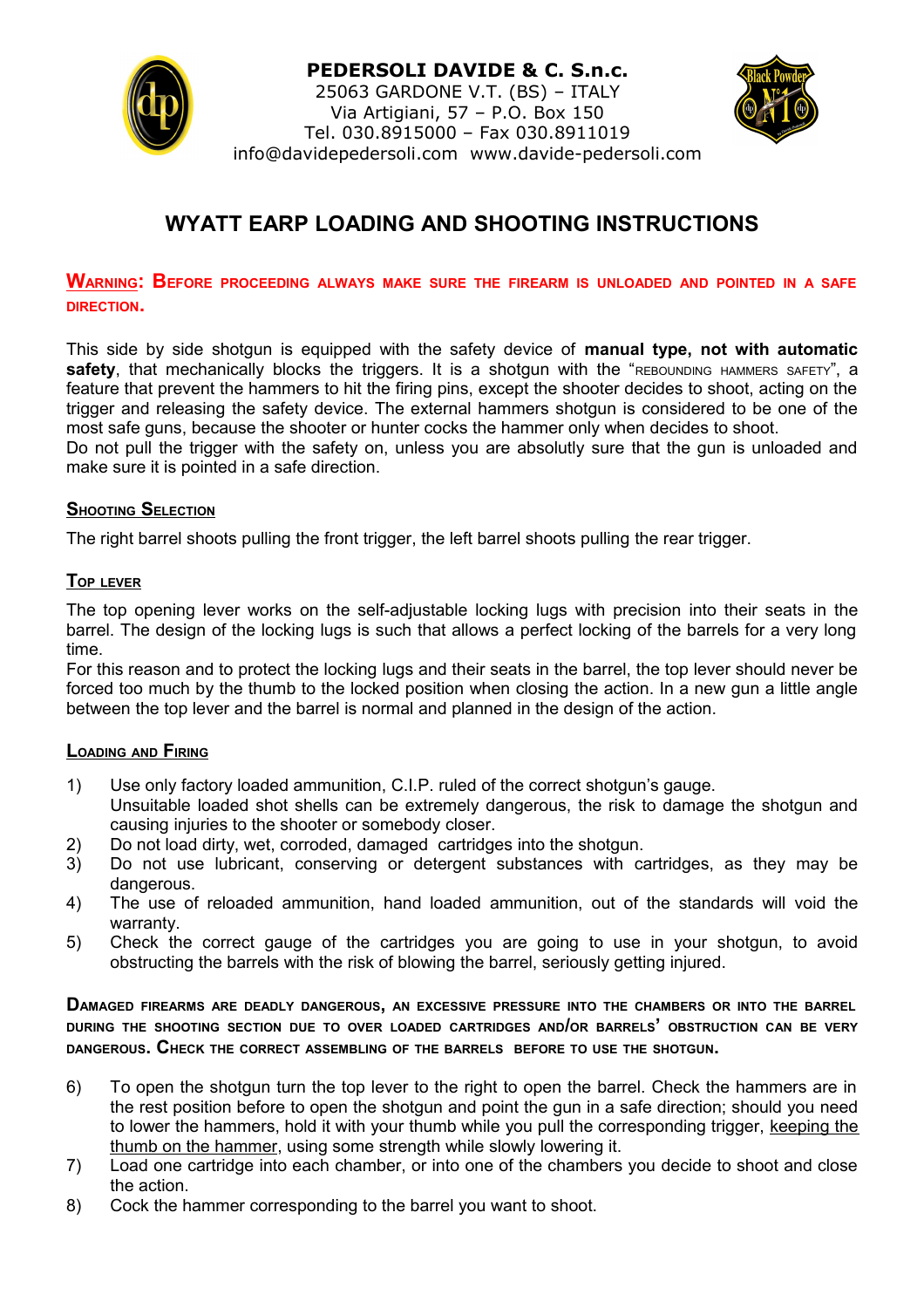**PEDERSOLI DAVIDE & C. S.n.c.**
25063 GARDONE V.T. (BS) – ITALY
Via Artigiani, 57 – P.O. Box 150
Tel. 030.8915000 – Fax 030.8911019
info@davidepedersoli.com  www.davide-pedersoli.com

# WYATT EARP LOADING AND SHOOTING INSTRUCTIONS

**WARNING: BEFORE PROCEEDING ALWAYS MAKE SURE THE FIREARM IS UNLOADED AND POINTED IN A SAFE DIRECTION.**

This side by side shotgun is equipped with the safety device of **manual type, not with automatic safety**, that mechanically blocks the triggers. It is a shotgun with the "REBOUNDING HAMMERS SAFETY", a feature that prevent the hammers to hit the firing pins, except the shooter decides to shoot, acting on the trigger and releasing the safety device. The external hammers shotgun is considered to be one of the most safe guns, because the shooter or hunter cocks the hammer only when decides to shoot.
Do not pull the trigger with the safety on, unless you are absolutly sure that the gun is unloaded and make sure it is pointed in a safe direction.

## SHOOTING SELECTION

The right barrel shoots pulling the front trigger, the left barrel shoots pulling the rear trigger.

## TOP LEVER

The top opening lever works on the self-adjustable locking lugs with precision into their seats in the barrel. The design of the locking lugs is such that allows a perfect locking of the barrels for a very long time.
For this reason and to protect the locking lugs and their seats in the barrel, the top lever should never be forced too much by the thumb to the locked position when closing the action. In a new gun a little angle between the top lever and the barrel is normal and planned in the design of the action.

## LOADING AND FIRING

1) Use only factory loaded ammunition, C.I.P. ruled of the correct shotgun's gauge.
   Unsuitable loaded shot shells can be extremely dangerous, the risk to damage the shotgun and causing injuries to the shooter or somebody closer.
2) Do not load dirty, wet, corroded, damaged cartridges into the shotgun.
3) Do not use lubricant, conserving or detergent substances with cartridges, as they may be dangerous.
4) The use of reloaded ammunition, hand loaded ammunition, out of the standards will void the warranty.
5) Check the correct gauge of the cartridges you are going to use in your shotgun, to avoid obstructing the barrels with the risk of blowing the barrel, seriously getting injured.

**DAMAGED FIREARMS ARE DEADLY DANGEROUS, AN EXCESSIVE PRESSURE INTO THE CHAMBERS OR INTO THE BARREL DURING THE SHOOTING SECTION DUE TO OVER LOADED CARTRIDGES AND/OR BARRELS' OBSTRUCTION CAN BE VERY DANGEROUS. CHECK THE CORRECT ASSEMBLING OF THE BARRELS BEFORE TO USE THE SHOTGUN.**

6) To open the shotgun turn the top lever to the right to open the barrel. Check the hammers are in the rest position before to open the shotgun and point the gun in a safe direction; should you need to lower the hammers, hold it with your thumb while you pull the corresponding trigger, keeping the thumb on the hammer, using some strength while slowly lowering it.
7) Load one cartridge into each chamber, or into one of the chambers you decide to shoot and close the action.
8) Cock the hammer corresponding to the barrel you want to shoot.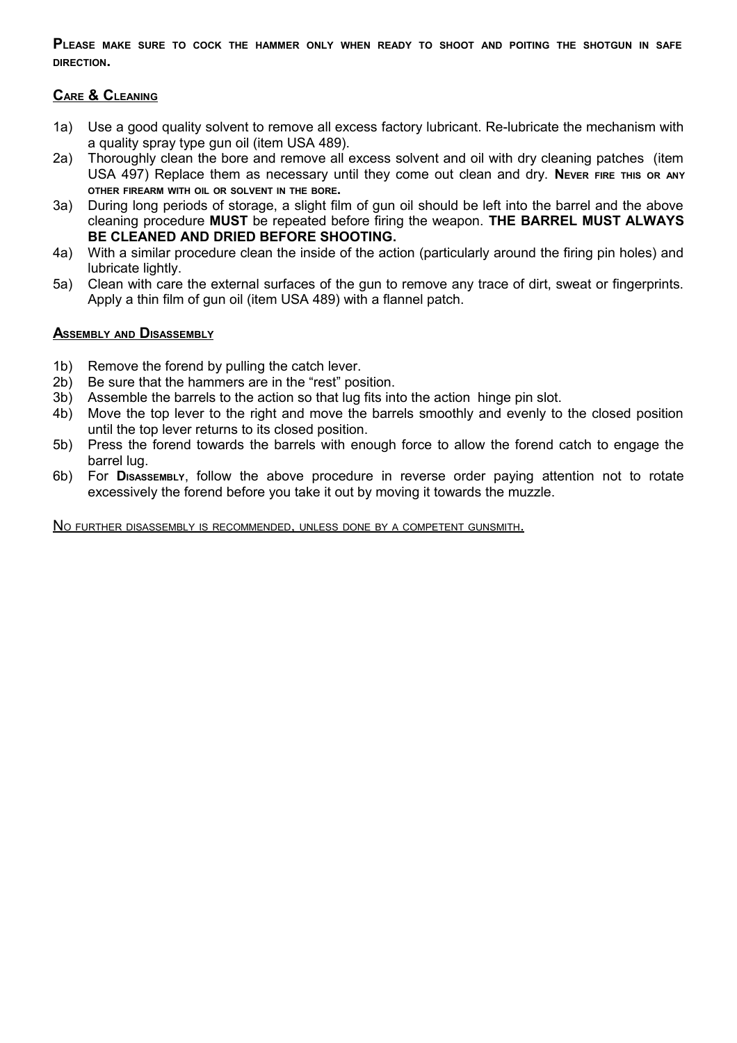**PLEASE MAKE SURE TO COCK THE HAMMER ONLY WHEN READY TO SHOOT AND POITING THE SHOTGUN IN SAFE DIRECTION.**

## CARE & CLEANING

1a) Use a good quality solvent to remove all excess factory lubricant. Re-lubricate the mechanism with a quality spray type gun oil (item USA 489).

2a) Thoroughly clean the bore and remove all excess solvent and oil with dry cleaning patches (item USA 497) Replace them as necessary until they come out clean and dry. **NEVER FIRE THIS OR ANY OTHER FIREARM WITH OIL OR SOLVENT IN THE BORE.**

3a) During long periods of storage, a slight film of gun oil should be left into the barrel and the above cleaning procedure **MUST** be repeated before firing the weapon. **THE BARREL MUST ALWAYS BE CLEANED AND DRIED BEFORE SHOOTING.**

4a) With a similar procedure clean the inside of the action (particularly around the firing pin holes) and lubricate lightly.

5a) Clean with care the external surfaces of the gun to remove any trace of dirt, sweat or fingerprints. Apply a thin film of gun oil (item USA 489) with a flannel patch.

## ASSEMBLY AND DISASSEMBLY

1b) Remove the forend by pulling the catch lever.

2b) Be sure that the hammers are in the “rest” position.

3b) Assemble the barrels to the action so that lug fits into the action hinge pin slot.

4b) Move the top lever to the right and move the barrels smoothly and evenly to the closed position until the top lever returns to its closed position.

5b) Press the forend towards the barrels with enough force to allow the forend catch to engage the barrel lug.

6b) For **DISASSEMBLY**, follow the above procedure in reverse order paying attention not to rotate excessively the forend before you take it out by moving it towards the muzzle.

NO FURTHER DISASSEMBLY IS RECOMMENDED, UNLESS DONE BY A COMPETENT GUNSMITH.